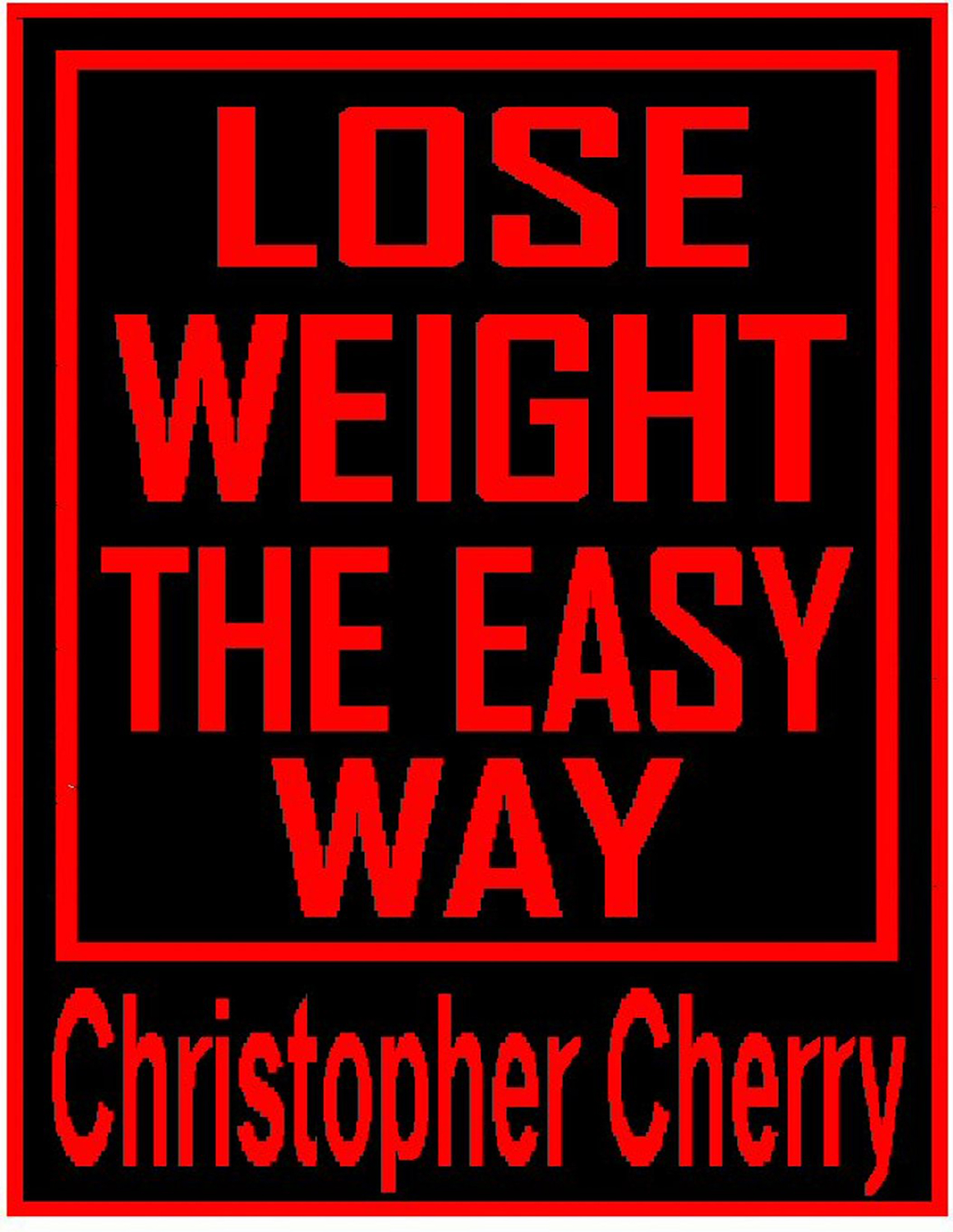# LOSE WEIGHT THE EASY WAY

**Christopher Cherry**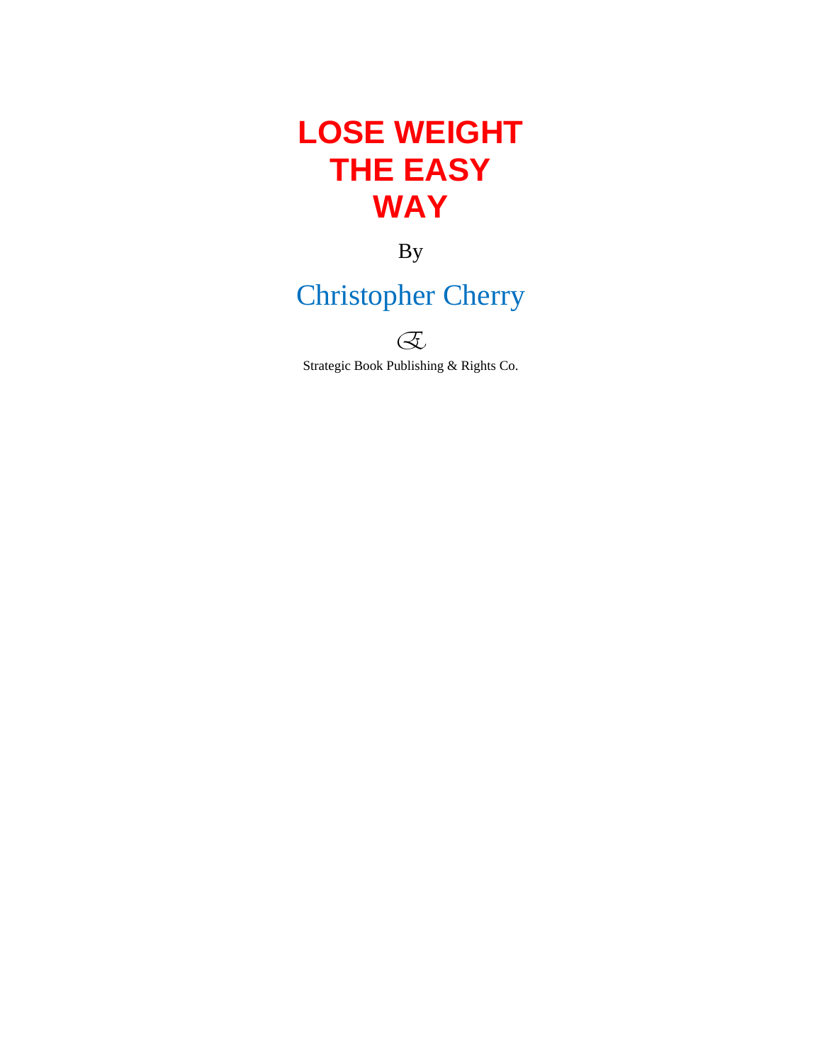# LOSE WEIGHT THE EASY WAY

By

Christopher Cherry

Strategic Book Publishing & Rights Co.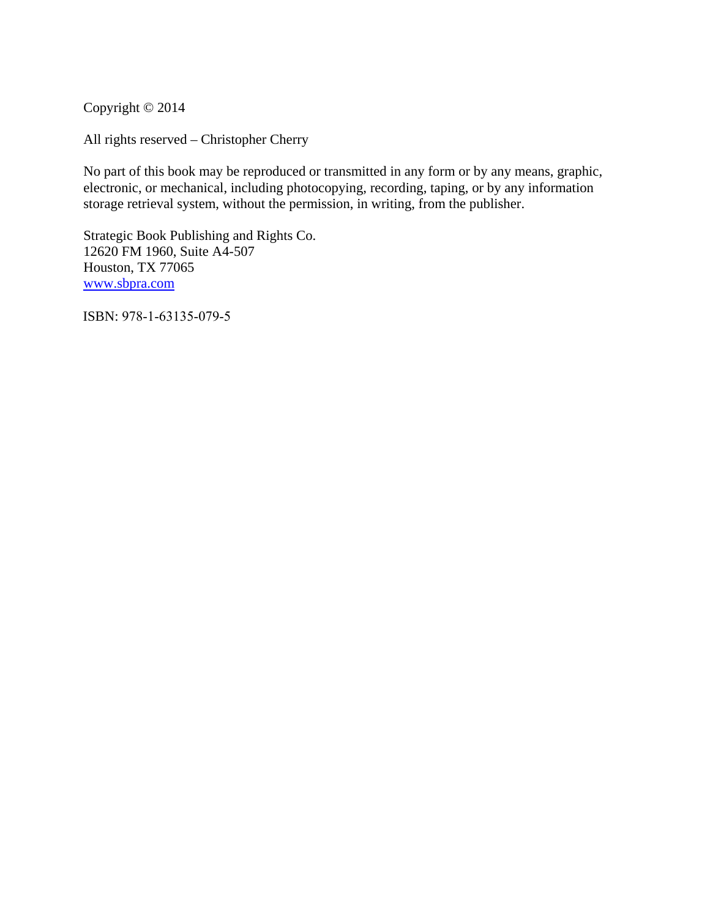Copyright © 2014

All rights reserved – Christopher Cherry

No part of this book may be reproduced or transmitted in any form or by any means, graphic, electronic, or mechanical, including photocopying, recording, taping, or by any information storage retrieval system, without the permission, in writing, from the publisher.

Strategic Book Publishing and Rights Co.
12620 FM 1960, Suite A4-507
Houston, TX 77065
www.sbpra.com

ISBN: 978-1-63135-079-5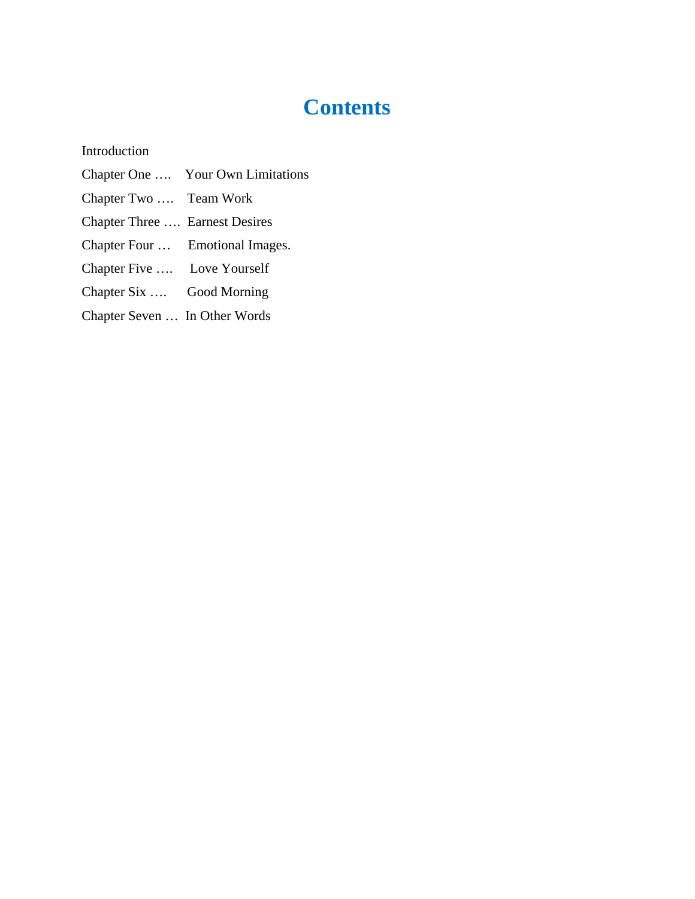# Contents

Introduction

Chapter One ….   Your Own Limitations

Chapter Two ….   Team Work

Chapter Three ….  Earnest Desires

Chapter Four …   Emotional Images.

Chapter Five ….   Love Yourself

Chapter Six ….   Good Morning

Chapter Seven …  In Other Words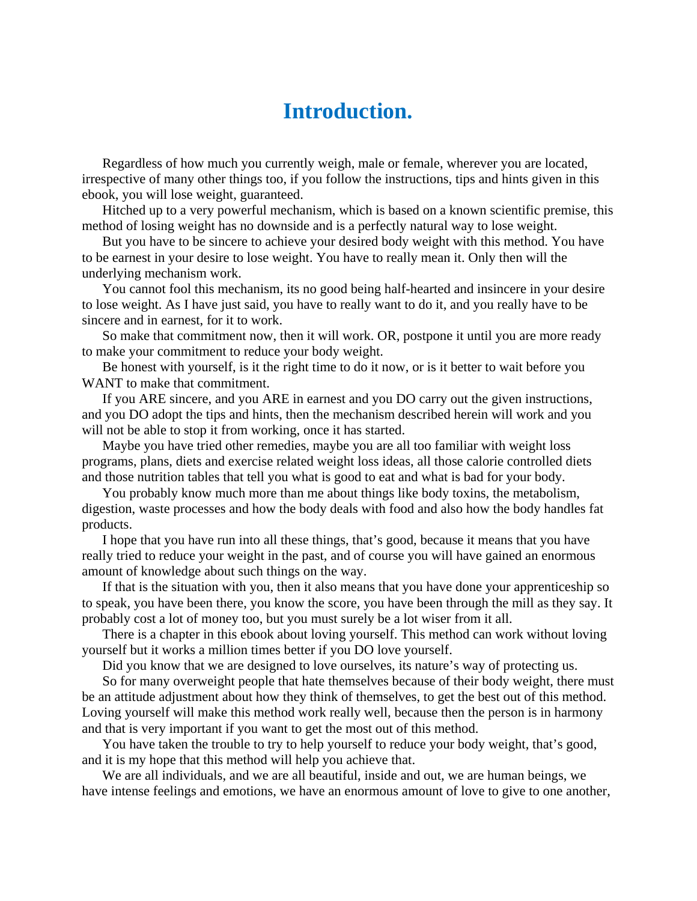# Introduction.

Regardless of how much you currently weigh, male or female, wherever you are located, irrespective of many other things too, if you follow the instructions, tips and hints given in this ebook, you will lose weight, guaranteed.

Hitched up to a very powerful mechanism, which is based on a known scientific premise, this method of losing weight has no downside and is a perfectly natural way to lose weight.

But you have to be sincere to achieve your desired body weight with this method. You have to be earnest in your desire to lose weight. You have to really mean it. Only then will the underlying mechanism work.

You cannot fool this mechanism, its no good being half-hearted and insincere in your desire to lose weight. As I have just said, you have to really want to do it, and you really have to be sincere and in earnest, for it to work.

So make that commitment now, then it will work. OR, postpone it until you are more ready to make your commitment to reduce your body weight.

Be honest with yourself, is it the right time to do it now, or is it better to wait before you WANT to make that commitment.

If you ARE sincere, and you ARE in earnest and you DO carry out the given instructions, and you DO adopt the tips and hints, then the mechanism described herein will work and you will not be able to stop it from working, once it has started.

Maybe you have tried other remedies, maybe you are all too familiar with weight loss programs, plans, diets and exercise related weight loss ideas, all those calorie controlled diets and those nutrition tables that tell you what is good to eat and what is bad for your body.

You probably know much more than me about things like body toxins, the metabolism, digestion, waste processes and how the body deals with food and also how the body handles fat products.

I hope that you have run into all these things, that's good, because it means that you have really tried to reduce your weight in the past, and of course you will have gained an enormous amount of knowledge about such things on the way.

If that is the situation with you, then it also means that you have done your apprenticeship so to speak, you have been there, you know the score, you have been through the mill as they say. It probably cost a lot of money too, but you must surely be a lot wiser from it all.

There is a chapter in this ebook about loving yourself. This method can work without loving yourself but it works a million times better if you DO love yourself.

Did you know that we are designed to love ourselves, its nature's way of protecting us.

So for many overweight people that hate themselves because of their body weight, there must be an attitude adjustment about how they think of themselves, to get the best out of this method. Loving yourself will make this method work really well, because then the person is in harmony and that is very important if you want to get the most out of this method.

You have taken the trouble to try to help yourself to reduce your body weight, that's good, and it is my hope that this method will help you achieve that.

We are all individuals, and we are all beautiful, inside and out, we are human beings, we have intense feelings and emotions, we have an enormous amount of love to give to one another,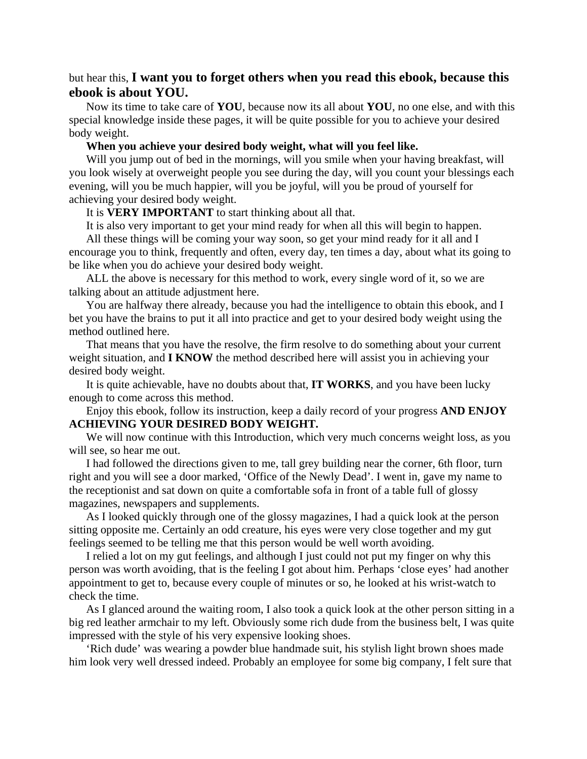but hear this, **I want you to forget others when you read this ebook, because this ebook is about YOU.**

Now its time to take care of **YOU**, because now its all about **YOU**, no one else, and with this special knowledge inside these pages, it will be quite possible for you to achieve your desired body weight.

**When you achieve your desired body weight, what will you feel like.**

Will you jump out of bed in the mornings, will you smile when your having breakfast, will you look wisely at overweight people you see during the day, will you count your blessings each evening, will you be much happier, will you be joyful, will you be proud of yourself for achieving your desired body weight.

It is **VERY IMPORTANT** to start thinking about all that.

It is also very important to get your mind ready for when all this will begin to happen.

All these things will be coming your way soon, so get your mind ready for it all and I encourage you to think, frequently and often, every day, ten times a day, about what its going to be like when you do achieve your desired body weight.

ALL the above is necessary for this method to work, every single word of it, so we are talking about an attitude adjustment here.

You are halfway there already, because you had the intelligence to obtain this ebook, and I bet you have the brains to put it all into practice and get to your desired body weight using the method outlined here.

That means that you have the resolve, the firm resolve to do something about your current weight situation, and **I KNOW** the method described here will assist you in achieving your desired body weight.

It is quite achievable, have no doubts about that, **IT WORKS**, and you have been lucky enough to come across this method.

Enjoy this ebook, follow its instruction, keep a daily record of your progress **AND ENJOY ACHIEVING YOUR DESIRED BODY WEIGHT.**

We will now continue with this Introduction, which very much concerns weight loss, as you will see, so hear me out.

I had followed the directions given to me, tall grey building near the corner, 6th floor, turn right and you will see a door marked, 'Office of the Newly Dead'. I went in, gave my name to the receptionist and sat down on quite a comfortable sofa in front of a table full of glossy magazines, newspapers and supplements.

As I looked quickly through one of the glossy magazines, I had a quick look at the person sitting opposite me. Certainly an odd creature, his eyes were very close together and my gut feelings seemed to be telling me that this person would be well worth avoiding.

I relied a lot on my gut feelings, and although I just could not put my finger on why this person was worth avoiding, that is the feeling I got about him. Perhaps 'close eyes' had another appointment to get to, because every couple of minutes or so, he looked at his wrist-watch to check the time.

As I glanced around the waiting room, I also took a quick look at the other person sitting in a big red leather armchair to my left. Obviously some rich dude from the business belt, I was quite impressed with the style of his very expensive looking shoes.

'Rich dude' was wearing a powder blue handmade suit, his stylish light brown shoes made him look very well dressed indeed. Probably an employee for some big company, I felt sure that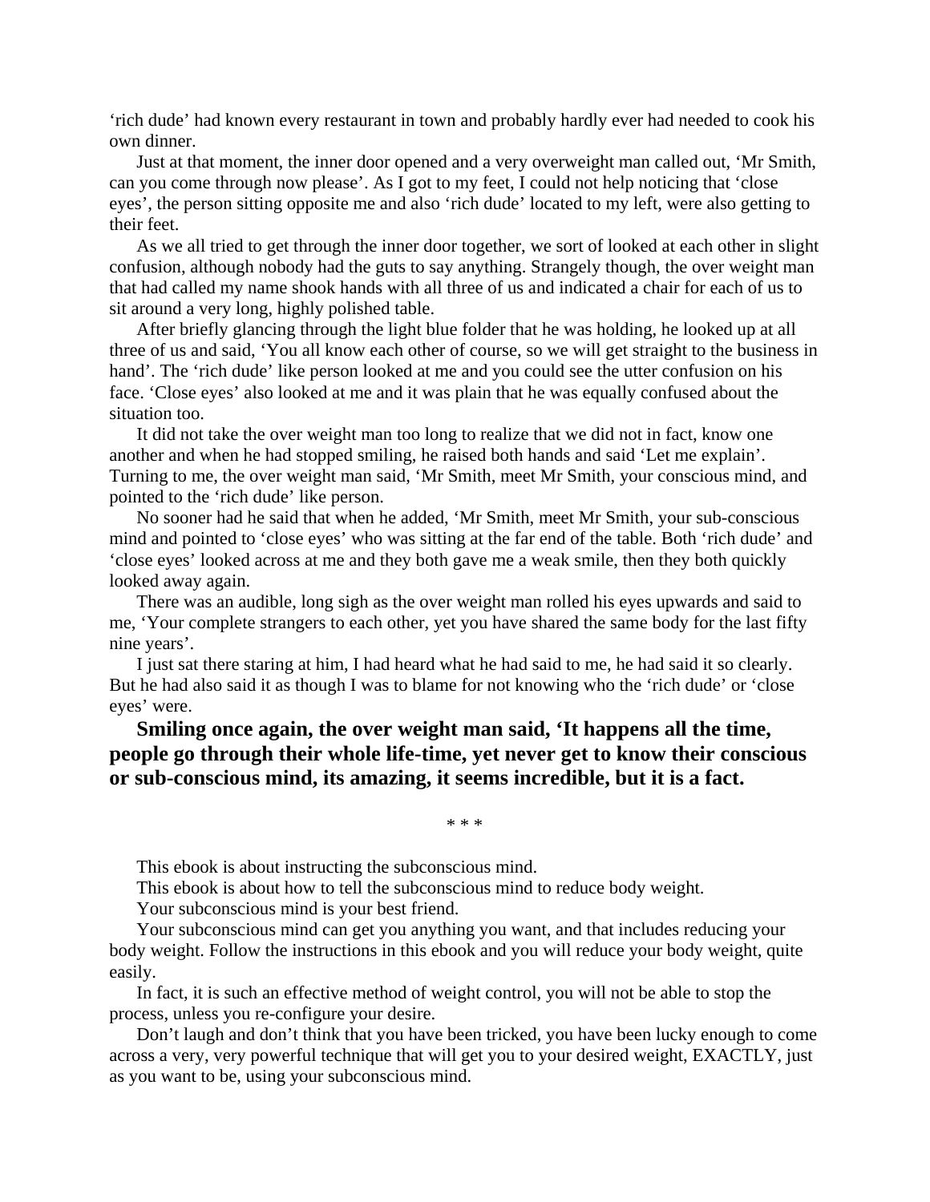‘rich dude’ had known every restaurant in town and probably hardly ever had needed to cook his own dinner.

Just at that moment, the inner door opened and a very overweight man called out, ‘Mr Smith, can you come through now please’. As I got to my feet, I could not help noticing that ‘close eyes’, the person sitting opposite me and also ‘rich dude’ located to my left, were also getting to their feet.

As we all tried to get through the inner door together, we sort of looked at each other in slight confusion, although nobody had the guts to say anything. Strangely though, the over weight man that had called my name shook hands with all three of us and indicated a chair for each of us to sit around a very long, highly polished table.

After briefly glancing through the light blue folder that he was holding, he looked up at all three of us and said, ‘You all know each other of course, so we will get straight to the business in hand’. The ‘rich dude’ like person looked at me and you could see the utter confusion on his face. ‘Close eyes’ also looked at me and it was plain that he was equally confused about the situation too.

It did not take the over weight man too long to realize that we did not in fact, know one another and when he had stopped smiling, he raised both hands and said ‘Let me explain’. Turning to me, the over weight man said, ‘Mr Smith, meet Mr Smith, your conscious mind, and pointed to the ‘rich dude’ like person.

No sooner had he said that when he added, ‘Mr Smith, meet Mr Smith, your sub-conscious mind and pointed to ‘close eyes’ who was sitting at the far end of the table. Both ‘rich dude’ and ‘close eyes’ looked across at me and they both gave me a weak smile, then they both quickly looked away again.

There was an audible, long sigh as the over weight man rolled his eyes upwards and said to me, ‘Your complete strangers to each other, yet you have shared the same body for the last fifty nine years’.

I just sat there staring at him, I had heard what he had said to me, he had said it so clearly. But he had also said it as though I was to blame for not knowing who the ‘rich dude’ or ‘close eyes’ were.

**Smiling once again, the over weight man said, ‘It happens all the time, people go through their whole life-time, yet never get to know their conscious or sub-conscious mind, its amazing, it seems incredible, but it is a fact.**

\* \* \*

This ebook is about instructing the subconscious mind.

This ebook is about how to tell the subconscious mind to reduce body weight.

Your subconscious mind is your best friend.

Your subconscious mind can get you anything you want, and that includes reducing your body weight. Follow the instructions in this ebook and you will reduce your body weight, quite easily.

In fact, it is such an effective method of weight control, you will not be able to stop the process, unless you re-configure your desire.

Don’t laugh and don’t think that you have been tricked, you have been lucky enough to come across a very, very powerful technique that will get you to your desired weight, EXACTLY, just as you want to be, using your subconscious mind.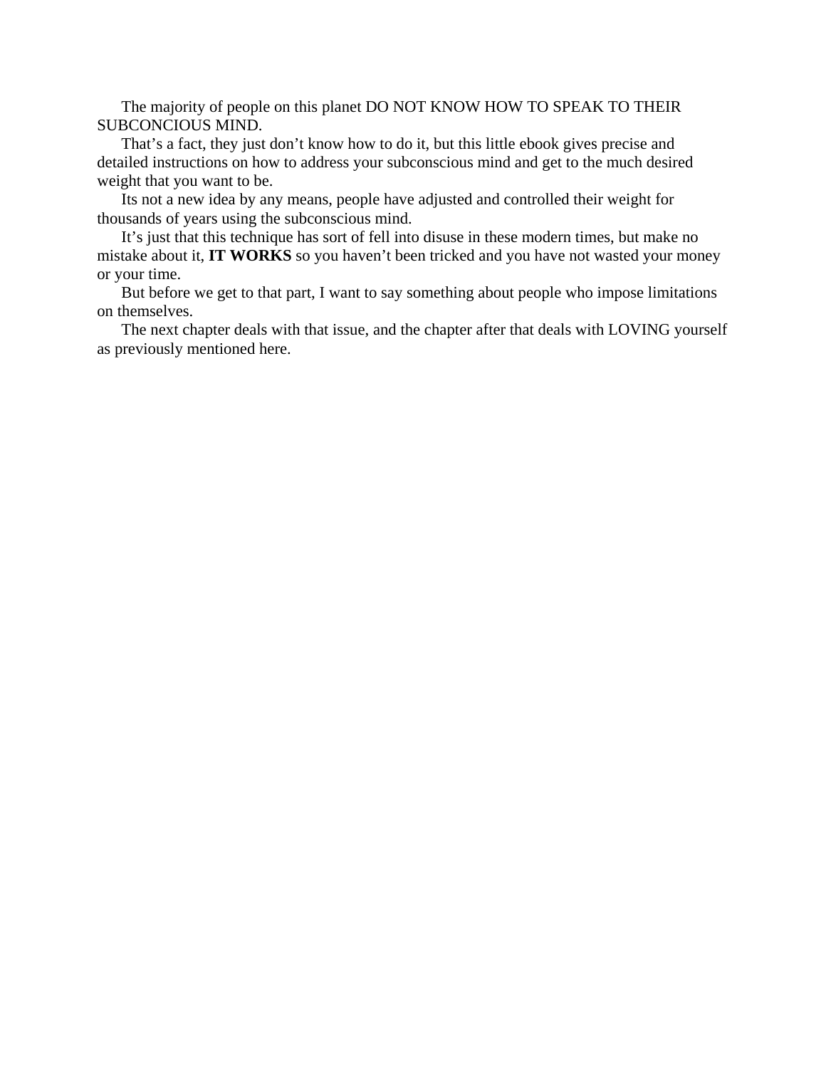The majority of people on this planet DO NOT KNOW HOW TO SPEAK TO THEIR SUBCONCIOUS MIND.

That's a fact, they just don't know how to do it, but this little ebook gives precise and detailed instructions on how to address your subconscious mind and get to the much desired weight that you want to be.

Its not a new idea by any means, people have adjusted and controlled their weight for thousands of years using the subconscious mind.

It's just that this technique has sort of fell into disuse in these modern times, but make no mistake about it, **IT WORKS** so you haven't been tricked and you have not wasted your money or your time.

But before we get to that part, I want to say something about people who impose limitations on themselves.

The next chapter deals with that issue, and the chapter after that deals with LOVING yourself as previously mentioned here.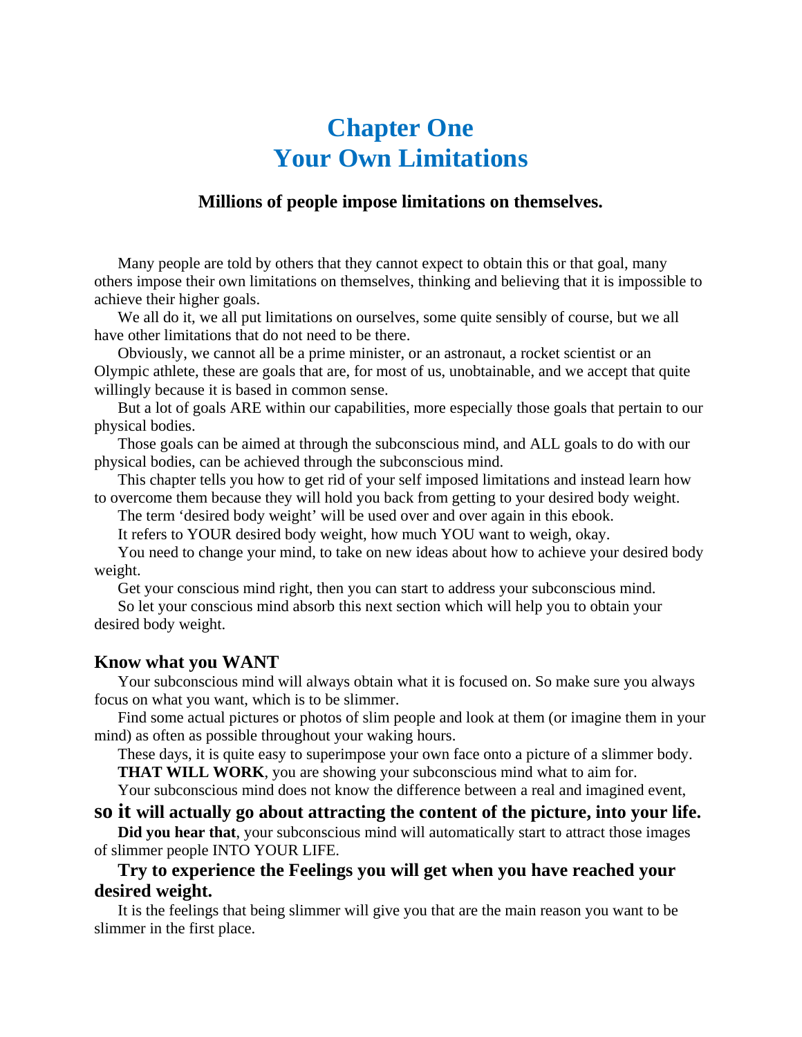# Chapter One
# Your Own Limitations

### Millions of people impose limitations on themselves.

Many people are told by others that they cannot expect to obtain this or that goal, many others impose their own limitations on themselves, thinking and believing that it is impossible to achieve their higher goals.

We all do it, we all put limitations on ourselves, some quite sensibly of course, but we all have other limitations that do not need to be there.

Obviously, we cannot all be a prime minister, or an astronaut, a rocket scientist or an Olympic athlete, these are goals that are, for most of us, unobtainable, and we accept that quite willingly because it is based in common sense.

But a lot of goals ARE within our capabilities, more especially those goals that pertain to our physical bodies.

Those goals can be aimed at through the subconscious mind, and ALL goals to do with our physical bodies, can be achieved through the subconscious mind.

This chapter tells you how to get rid of your self imposed limitations and instead learn how to overcome them because they will hold you back from getting to your desired body weight.

The term 'desired body weight' will be used over and over again in this ebook.

It refers to YOUR desired body weight, how much YOU want to weigh, okay.

You need to change your mind, to take on new ideas about how to achieve your desired body weight.

Get your conscious mind right, then you can start to address your subconscious mind.

So let your conscious mind absorb this next section which will help you to obtain your desired body weight.

### Know what you WANT

Your subconscious mind will always obtain what it is focused on. So make sure you always focus on what you want, which is to be slimmer.

Find some actual pictures or photos of slim people and look at them (or imagine them in your mind) as often as possible throughout your waking hours.

These days, it is quite easy to superimpose your own face onto a picture of a slimmer body.

**THAT WILL WORK**, you are showing your subconscious mind what to aim for.

Your subconscious mind does not know the difference between a real and imagined event, **so it will actually go about attracting the content of the picture, into your life.**

**Did you hear that**, your subconscious mind will automatically start to attract those images of slimmer people INTO YOUR LIFE.

**Try to experience the Feelings you will get when you have reached your desired weight.**

It is the feelings that being slimmer will give you that are the main reason you want to be slimmer in the first place.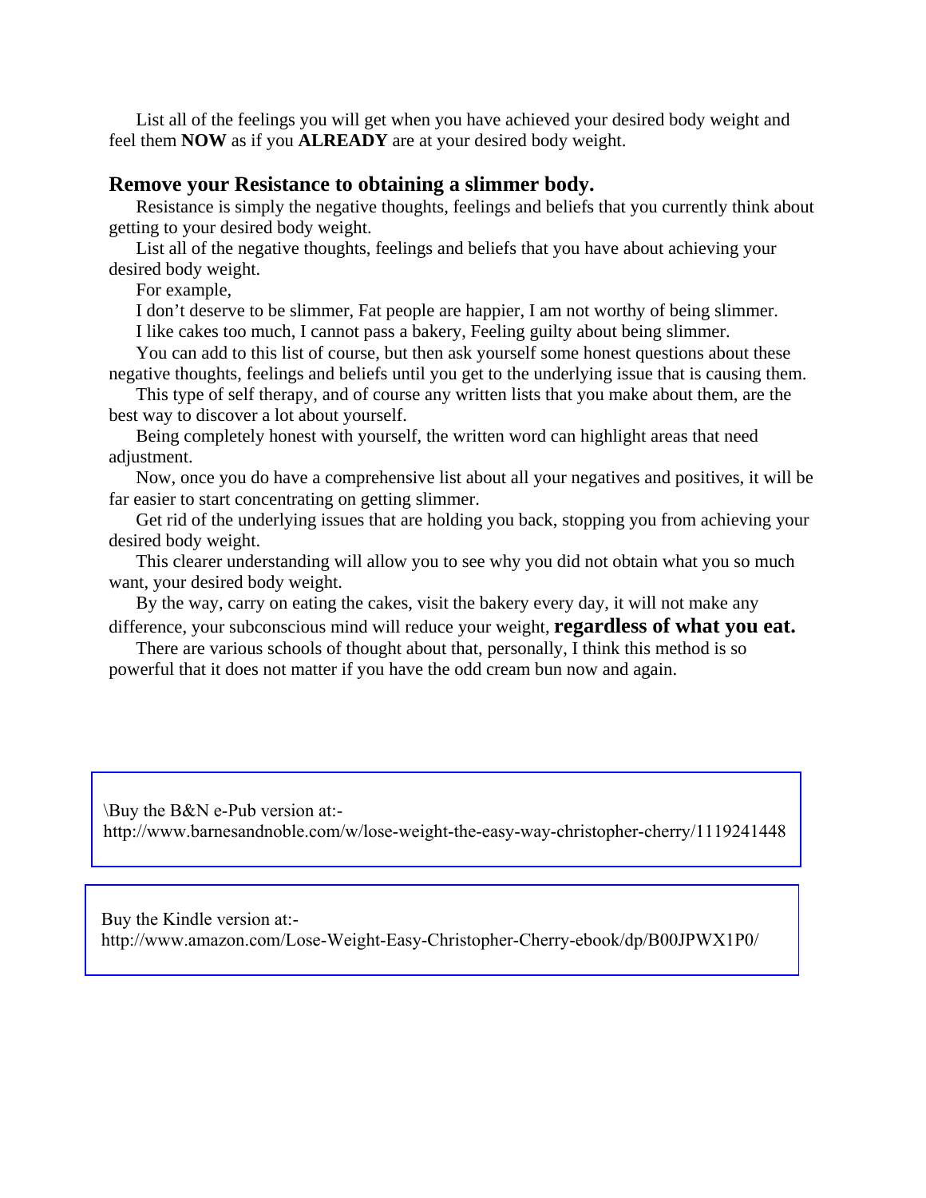List all of the feelings you will get when you have achieved your desired body weight and feel them **NOW** as if you **ALREADY** are at your desired body weight.

## Remove your Resistance to obtaining a slimmer body.

Resistance is simply the negative thoughts, feelings and beliefs that you currently think about getting to your desired body weight.

List all of the negative thoughts, feelings and beliefs that you have about achieving your desired body weight.

For example,

I don't deserve to be slimmer, Fat people are happier, I am not worthy of being slimmer.

I like cakes too much, I cannot pass a bakery, Feeling guilty about being slimmer.

You can add to this list of course, but then ask yourself some honest questions about these negative thoughts, feelings and beliefs until you get to the underlying issue that is causing them.

This type of self therapy, and of course any written lists that you make about them, are the best way to discover a lot about yourself.

Being completely honest with yourself, the written word can highlight areas that need adjustment.

Now, once you do have a comprehensive list about all your negatives and positives, it will be far easier to start concentrating on getting slimmer.

Get rid of the underlying issues that are holding you back, stopping you from achieving your desired body weight.

This clearer understanding will allow you to see why you did not obtain what you so much want, your desired body weight.

By the way, carry on eating the cakes, visit the bakery every day, it will not make any difference, your subconscious mind will reduce your weight, **regardless of what you eat.**

There are various schools of thought about that, personally, I think this method is so powerful that it does not matter if you have the odd cream bun now and again.

\Buy the B&N e-Pub version at:-
http://www.barnesandnoble.com/w/lose-weight-the-easy-way-christopher-cherry/1119241448

Buy the Kindle version at:-
http://www.amazon.com/Lose-Weight-Easy-Christopher-Cherry-ebook/dp/B00JPWX1P0/